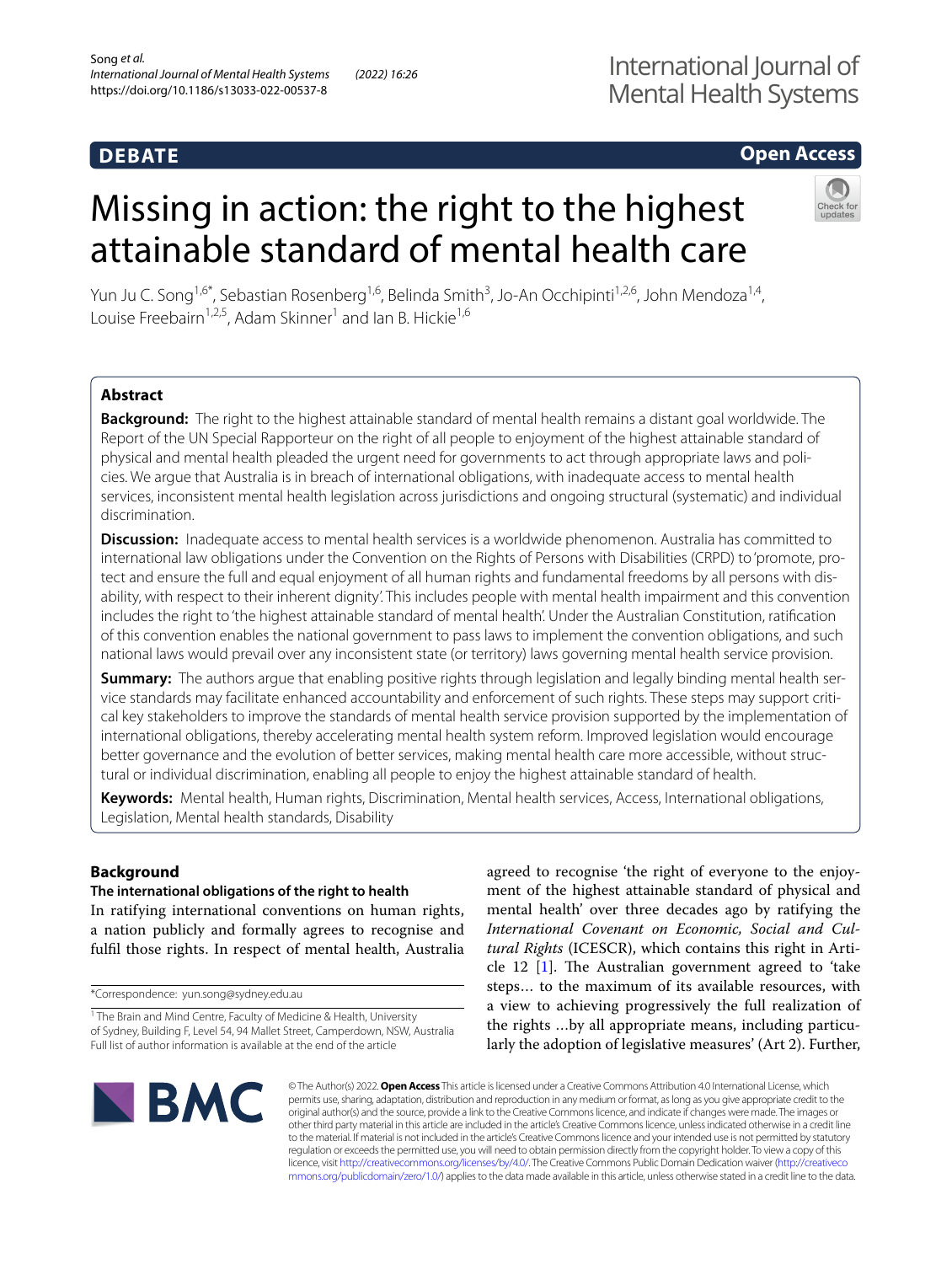**DEBATE**

**Open Access**

# Missing in action: the right to the highest attainable standard of mental health care

Yun Ju C. Song[1,6*], Sebastian Rosenberg[1,6], Belinda Smith[3], Jo-An Occhipinti[1,2,6], John Mendoza[1,4], Louise Freebairn[1,2,5], Adam Skinner[1] and Ian B. Hickie[1,6]

## Abstract

**Background:** The right to the highest attainable standard of mental health remains a distant goal worldwide. The Report of the UN Special Rapporteur on the right of all people to enjoyment of the highest attainable standard of physical and mental health pleaded the urgent need for governments to act through appropriate laws and policies. We argue that Australia is in breach of international obligations, with inadequate access to mental health services, inconsistent mental health legislation across jurisdictions and ongoing structural (systematic) and individual discrimination.

**Discussion:** Inadequate access to mental health services is a worldwide phenomenon. Australia has committed to international law obligations under the Convention on the Rights of Persons with Disabilities (CRPD) to 'promote, protect and ensure the full and equal enjoyment of all human rights and fundamental freedoms by all persons with disability, with respect to their inherent dignity'. This includes people with mental health impairment and this convention includes the right to 'the highest attainable standard of mental health'. Under the Australian Constitution, ratification of this convention enables the national government to pass laws to implement the convention obligations, and such national laws would prevail over any inconsistent state (or territory) laws governing mental health service provision.

**Summary:** The authors argue that enabling positive rights through legislation and legally binding mental health service standards may facilitate enhanced accountability and enforcement of such rights. These steps may support critical key stakeholders to improve the standards of mental health service provision supported by the implementation of international obligations, thereby accelerating mental health system reform. Improved legislation would encourage better governance and the evolution of better services, making mental health care more accessible, without structural or individual discrimination, enabling all people to enjoy the highest attainable standard of health.

**Keywords:** Mental health, Human rights, Discrimination, Mental health services, Access, International obligations, Legislation, Mental health standards, Disability

## Background

### The international obligations of the right to health

In ratifying international conventions on human rights, a nation publicly and formally agrees to recognise and fulfil those rights. In respect of mental health, Australia agreed to recognise 'the right of everyone to the enjoyment of the highest attainable standard of physical and mental health' over three decades ago by ratifying the *International Covenant on Economic, Social and Cultural Rights* (ICESCR), which contains this right in Article 12 [1]. The Australian government agreed to 'take steps… to the maximum of its available resources, with a view to achieving progressively the full realization of the rights …by all appropriate means, including particularly the adoption of legislative measures' (Art 2). Further,

*Correspondence: yun.song@sydney.edu.au

[1] The Brain and Mind Centre, Faculty of Medicine & Health, University of Sydney, Building F, Level 54, 94 Mallet Street, Camperdown, NSW, Australia
Full list of author information is available at the end of the article

© The Author(s) 2022. **Open Access** This article is licensed under a Creative Commons Attribution 4.0 International License, which permits use, sharing, adaptation, distribution and reproduction in any medium or format, as long as you give appropriate credit to the original author(s) and the source, provide a link to the Creative Commons licence, and indicate if changes were made. The images or other third party material in this article are included in the article's Creative Commons licence, unless indicated otherwise in a credit line to the material. If material is not included in the article's Creative Commons licence and your intended use is not permitted by statutory regulation or exceeds the permitted use, you will need to obtain permission directly from the copyright holder. To view a copy of this licence, visit http://creativecommons.org/licenses/by/4.0/. The Creative Commons Public Domain Dedication waiver (http://creativecommons.org/publicdomain/zero/1.0/) applies to the data made available in this article, unless otherwise stated in a credit line to the data.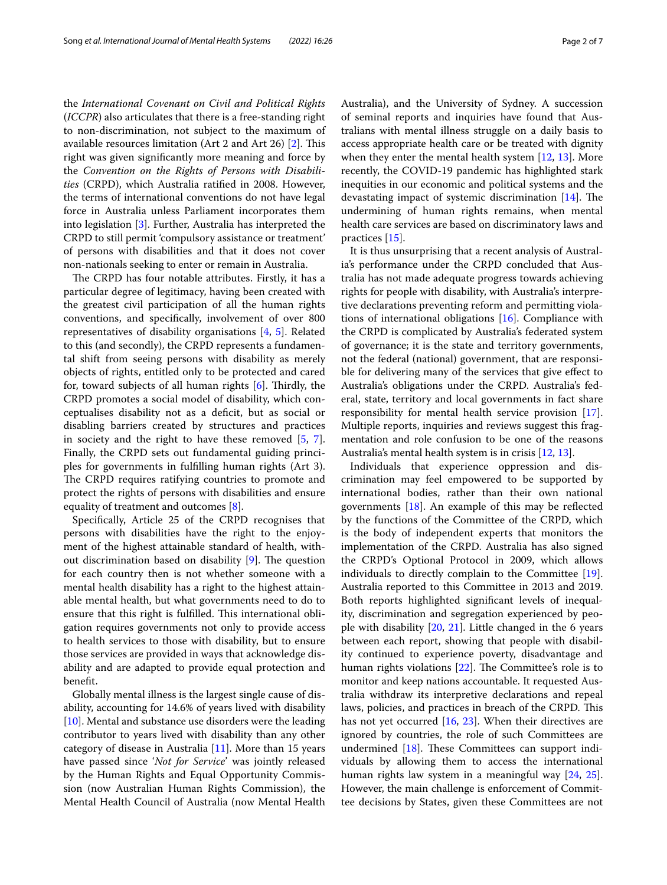the *International Covenant on Civil and Political Rights* (*ICCPR*) also articulates that there is a free-standing right to non-discrimination, not subject to the maximum of available resources limitation (Art 2 and Art 26) [2]. This right was given significantly more meaning and force by the *Convention on the Rights of Persons with Disabilities* (CRPD), which Australia ratified in 2008. However, the terms of international conventions do not have legal force in Australia unless Parliament incorporates them into legislation [3]. Further, Australia has interpreted the CRPD to still permit 'compulsory assistance or treatment' of persons with disabilities and that it does not cover non-nationals seeking to enter or remain in Australia.

The CRPD has four notable attributes. Firstly, it has a particular degree of legitimacy, having been created with the greatest civil participation of all the human rights conventions, and specifically, involvement of over 800 representatives of disability organisations [4, 5]. Related to this (and secondly), the CRPD represents a fundamental shift from seeing persons with disability as merely objects of rights, entitled only to be protected and cared for, toward subjects of all human rights [6]. Thirdly, the CRPD promotes a social model of disability, which conceptualises disability not as a deficit, but as social or disabling barriers created by structures and practices in society and the right to have these removed [5, 7]. Finally, the CRPD sets out fundamental guiding principles for governments in fulfilling human rights (Art 3). The CRPD requires ratifying countries to promote and protect the rights of persons with disabilities and ensure equality of treatment and outcomes [8].

Specifically, Article 25 of the CRPD recognises that persons with disabilities have the right to the enjoyment of the highest attainable standard of health, without discrimination based on disability [9]. The question for each country then is not whether someone with a mental health disability has a right to the highest attainable mental health, but what governments need to do to ensure that this right is fulfilled. This international obligation requires governments not only to provide access to health services to those with disability, but to ensure those services are provided in ways that acknowledge disability and are adapted to provide equal protection and benefit.

Globally mental illness is the largest single cause of disability, accounting for 14.6% of years lived with disability [10]. Mental and substance use disorders were the leading contributor to years lived with disability than any other category of disease in Australia [11]. More than 15 years have passed since '*Not for Service*' was jointly released by the Human Rights and Equal Opportunity Commission (now Australian Human Rights Commission), the Mental Health Council of Australia (now Mental Health Australia), and the University of Sydney. A succession of seminal reports and inquiries have found that Australians with mental illness struggle on a daily basis to access appropriate health care or be treated with dignity when they enter the mental health system [12, 13]. More recently, the COVID-19 pandemic has highlighted stark inequities in our economic and political systems and the devastating impact of systemic discrimination [14]. The undermining of human rights remains, when mental health care services are based on discriminatory laws and practices [15].

It is thus unsurprising that a recent analysis of Australia's performance under the CRPD concluded that Australia has not made adequate progress towards achieving rights for people with disability, with Australia's interpretive declarations preventing reform and permitting violations of international obligations [16]. Compliance with the CRPD is complicated by Australia's federated system of governance; it is the state and territory governments, not the federal (national) government, that are responsible for delivering many of the services that give effect to Australia's obligations under the CRPD. Australia's federal, state, territory and local governments in fact share responsibility for mental health service provision [17]. Multiple reports, inquiries and reviews suggest this fragmentation and role confusion to be one of the reasons Australia's mental health system is in crisis [12, 13].

Individuals that experience oppression and discrimination may feel empowered to be supported by international bodies, rather than their own national governments [18]. An example of this may be reflected by the functions of the Committee of the CRPD, which is the body of independent experts that monitors the implementation of the CRPD. Australia has also signed the CRPD's Optional Protocol in 2009, which allows individuals to directly complain to the Committee [19]. Australia reported to this Committee in 2013 and 2019. Both reports highlighted significant levels of inequality, discrimination and segregation experienced by people with disability [20, 21]. Little changed in the 6 years between each report, showing that people with disability continued to experience poverty, disadvantage and human rights violations [22]. The Committee's role is to monitor and keep nations accountable. It requested Australia withdraw its interpretive declarations and repeal laws, policies, and practices in breach of the CRPD. This has not yet occurred [16, 23]. When their directives are ignored by countries, the role of such Committees are undermined [18]. These Committees can support individuals by allowing them to access the international human rights law system in a meaningful way [24, 25]. However, the main challenge is enforcement of Committee decisions by States, given these Committees are not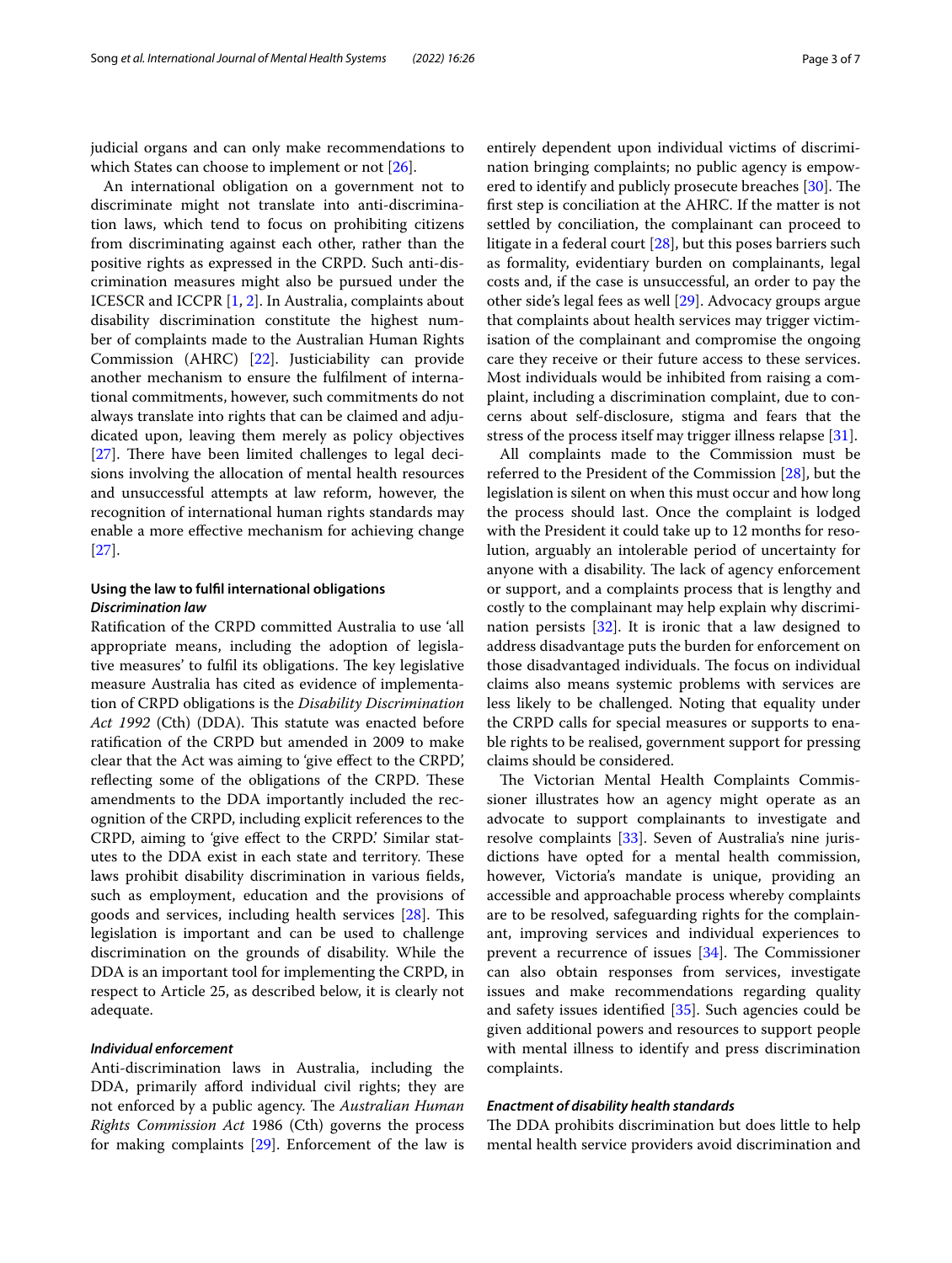judicial organs and can only make recommendations to which States can choose to implement or not [26].

An international obligation on a government not to discriminate might not translate into anti-discrimination laws, which tend to focus on prohibiting citizens from discriminating against each other, rather than the positive rights as expressed in the CRPD. Such anti-discrimination measures might also be pursued under the ICESCR and ICCPR [1, 2]. In Australia, complaints about disability discrimination constitute the highest number of complaints made to the Australian Human Rights Commission (AHRC) [22]. Justiciability can provide another mechanism to ensure the fulfilment of international commitments, however, such commitments do not always translate into rights that can be claimed and adjudicated upon, leaving them merely as policy objectives [27]. There have been limited challenges to legal decisions involving the allocation of mental health resources and unsuccessful attempts at law reform, however, the recognition of international human rights standards may enable a more effective mechanism for achieving change [27].

### Using the law to fulfil international obligations

#### *Discrimination law*

Ratification of the CRPD committed Australia to use 'all appropriate means, including the adoption of legislative measures' to fulfil its obligations. The key legislative measure Australia has cited as evidence of implementation of CRPD obligations is the *Disability Discrimination Act 1992* (Cth) (DDA). This statute was enacted before ratification of the CRPD but amended in 2009 to make clear that the Act was aiming to 'give effect to the CRPD', reflecting some of the obligations of the CRPD. These amendments to the DDA importantly included the recognition of the CRPD, including explicit references to the CRPD, aiming to 'give effect to the CRPD.' Similar statutes to the DDA exist in each state and territory. These laws prohibit disability discrimination in various fields, such as employment, education and the provisions of goods and services, including health services [28]. This legislation is important and can be used to challenge discrimination on the grounds of disability. While the DDA is an important tool for implementing the CRPD, in respect to Article 25, as described below, it is clearly not adequate.

#### *Individual enforcement*

Anti-discrimination laws in Australia, including the DDA, primarily afford individual civil rights; they are not enforced by a public agency. The *Australian Human Rights Commission Act* 1986 (Cth) governs the process for making complaints [29]. Enforcement of the law is entirely dependent upon individual victims of discrimination bringing complaints; no public agency is empowered to identify and publicly prosecute breaches [30]. The first step is conciliation at the AHRC. If the matter is not settled by conciliation, the complainant can proceed to litigate in a federal court [28], but this poses barriers such as formality, evidentiary burden on complainants, legal costs and, if the case is unsuccessful, an order to pay the other side's legal fees as well [29]. Advocacy groups argue that complaints about health services may trigger victimisation of the complainant and compromise the ongoing care they receive or their future access to these services. Most individuals would be inhibited from raising a complaint, including a discrimination complaint, due to concerns about self-disclosure, stigma and fears that the stress of the process itself may trigger illness relapse [31].

All complaints made to the Commission must be referred to the President of the Commission [28], but the legislation is silent on when this must occur and how long the process should last. Once the complaint is lodged with the President it could take up to 12 months for resolution, arguably an intolerable period of uncertainty for anyone with a disability. The lack of agency enforcement or support, and a complaints process that is lengthy and costly to the complainant may help explain why discrimination persists [32]. It is ironic that a law designed to address disadvantage puts the burden for enforcement on those disadvantaged individuals. The focus on individual claims also means systemic problems with services are less likely to be challenged. Noting that equality under the CRPD calls for special measures or supports to enable rights to be realised, government support for pressing claims should be considered.

The Victorian Mental Health Complaints Commissioner illustrates how an agency might operate as an advocate to support complainants to investigate and resolve complaints [33]. Seven of Australia's nine jurisdictions have opted for a mental health commission, however, Victoria's mandate is unique, providing an accessible and approachable process whereby complaints are to be resolved, safeguarding rights for the complainant, improving services and individual experiences to prevent a recurrence of issues [34]. The Commissioner can also obtain responses from services, investigate issues and make recommendations regarding quality and safety issues identified [35]. Such agencies could be given additional powers and resources to support people with mental illness to identify and press discrimination complaints.

#### *Enactment of disability health standards*

The DDA prohibits discrimination but does little to help mental health service providers avoid discrimination and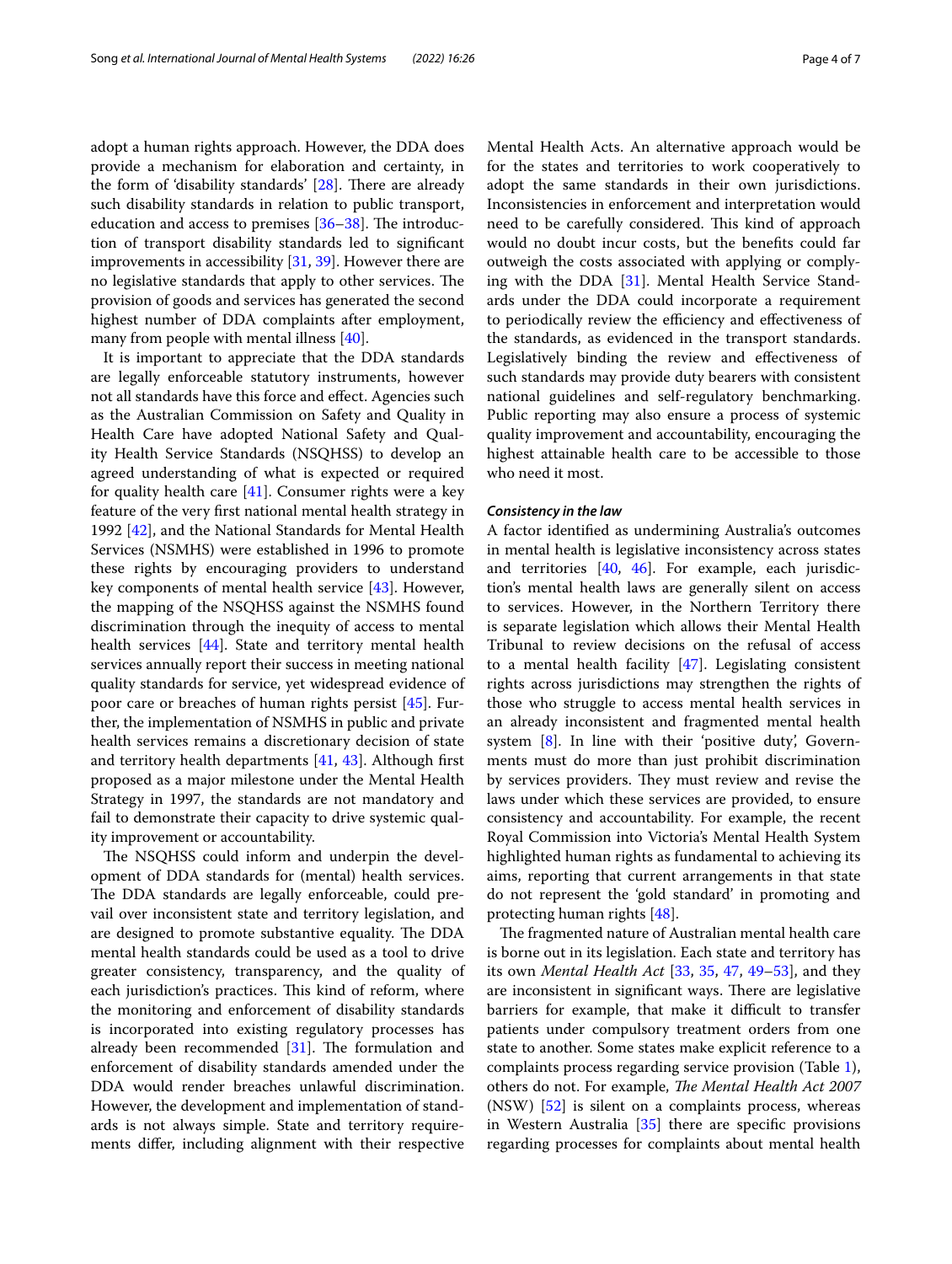adopt a human rights approach. However, the DDA does provide a mechanism for elaboration and certainty, in the form of 'disability standards' [28]. There are already such disability standards in relation to public transport, education and access to premises [36–38]. The introduction of transport disability standards led to significant improvements in accessibility [31, 39]. However there are no legislative standards that apply to other services. The provision of goods and services has generated the second highest number of DDA complaints after employment, many from people with mental illness [40].

It is important to appreciate that the DDA standards are legally enforceable statutory instruments, however not all standards have this force and effect. Agencies such as the Australian Commission on Safety and Quality in Health Care have adopted National Safety and Quality Health Service Standards (NSQHSS) to develop an agreed understanding of what is expected or required for quality health care [41]. Consumer rights were a key feature of the very first national mental health strategy in 1992 [42], and the National Standards for Mental Health Services (NSMHS) were established in 1996 to promote these rights by encouraging providers to understand key components of mental health service [43]. However, the mapping of the NSQHSS against the NSMHS found discrimination through the inequity of access to mental health services [44]. State and territory mental health services annually report their success in meeting national quality standards for service, yet widespread evidence of poor care or breaches of human rights persist [45]. Further, the implementation of NSMHS in public and private health services remains a discretionary decision of state and territory health departments [41, 43]. Although first proposed as a major milestone under the Mental Health Strategy in 1997, the standards are not mandatory and fail to demonstrate their capacity to drive systemic quality improvement or accountability.

The NSQHSS could inform and underpin the development of DDA standards for (mental) health services. The DDA standards are legally enforceable, could prevail over inconsistent state and territory legislation, and are designed to promote substantive equality. The DDA mental health standards could be used as a tool to drive greater consistency, transparency, and the quality of each jurisdiction's practices. This kind of reform, where the monitoring and enforcement of disability standards is incorporated into existing regulatory processes has already been recommended [31]. The formulation and enforcement of disability standards amended under the DDA would render breaches unlawful discrimination. However, the development and implementation of standards is not always simple. State and territory requirements differ, including alignment with their respective Mental Health Acts. An alternative approach would be for the states and territories to work cooperatively to adopt the same standards in their own jurisdictions. Inconsistencies in enforcement and interpretation would need to be carefully considered. This kind of approach would no doubt incur costs, but the benefits could far outweigh the costs associated with applying or complying with the DDA [31]. Mental Health Service Standards under the DDA could incorporate a requirement to periodically review the efficiency and effectiveness of the standards, as evidenced in the transport standards. Legislatively binding the review and effectiveness of such standards may provide duty bearers with consistent national guidelines and self-regulatory benchmarking. Public reporting may also ensure a process of systemic quality improvement and accountability, encouraging the highest attainable health care to be accessible to those who need it most.

### Consistency in the law

A factor identified as undermining Australia's outcomes in mental health is legislative inconsistency across states and territories [40, 46]. For example, each jurisdiction's mental health laws are generally silent on access to services. However, in the Northern Territory there is separate legislation which allows their Mental Health Tribunal to review decisions on the refusal of access to a mental health facility [47]. Legislating consistent rights across jurisdictions may strengthen the rights of those who struggle to access mental health services in an already inconsistent and fragmented mental health system [8]. In line with their 'positive duty', Governments must do more than just prohibit discrimination by services providers. They must review and revise the laws under which these services are provided, to ensure consistency and accountability. For example, the recent Royal Commission into Victoria's Mental Health System highlighted human rights as fundamental to achieving its aims, reporting that current arrangements in that state do not represent the 'gold standard' in promoting and protecting human rights [48].

The fragmented nature of Australian mental health care is borne out in its legislation. Each state and territory has its own *Mental Health Act* [33, 35, 47, 49–53], and they are inconsistent in significant ways. There are legislative barriers for example, that make it difficult to transfer patients under compulsory treatment orders from one state to another. Some states make explicit reference to a complaints process regarding service provision (Table 1), others do not. For example, *The Mental Health Act 2007* (NSW) [52] is silent on a complaints process, whereas in Western Australia [35] there are specific provisions regarding processes for complaints about mental health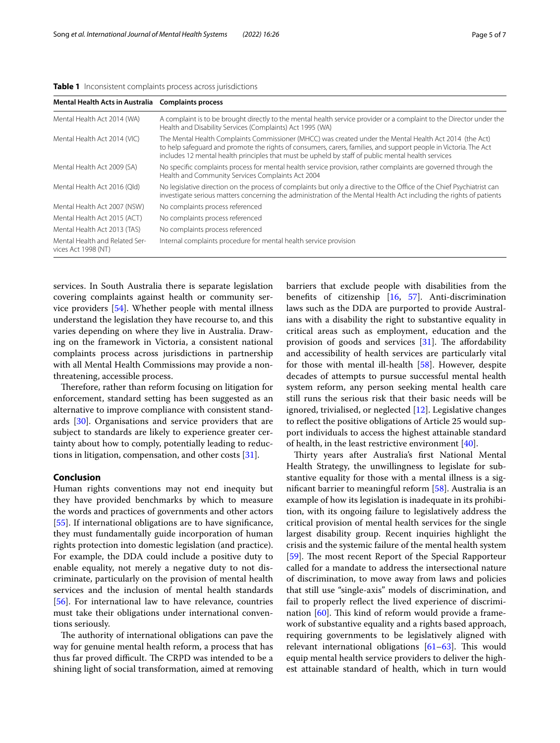**Table 1** Inconsistent complaints process across jurisdictions

| Mental Health Acts in Australia | Complaints process |
|---|---|
| Mental Health Act 2014 (WA) | A complaint is to be brought directly to the mental health service provider or a complaint to the Director under the Health and Disability Services (Complaints) Act 1995 (WA) |
| Mental Health Act 2014 (VIC) | The Mental Health Complaints Commissioner (MHCC) was created under the Mental Health Act 2014 (the Act) to help safeguard and promote the rights of consumers, carers, families, and support people in Victoria. The Act includes 12 mental health principles that must be upheld by staff of public mental health services |
| Mental Health Act 2009 (SA) | No specific complaints process for mental health service provision, rather complaints are governed through the Health and Community Services Complaints Act 2004 |
| Mental Health Act 2016 (Qld) | No legislative direction on the process of complaints but only a directive to the Office of the Chief Psychiatrist can investigate serious matters concerning the administration of the Mental Health Act including the rights of patients |
| Mental Health Act 2007 (NSW) | No complaints process referenced |
| Mental Health Act 2015 (ACT) | No complaints process referenced |
| Mental Health Act 2013 (TAS) | No complaints process referenced |
| Mental Health and Related Services Act 1998 (NT) | Internal complaints procedure for mental health service provision |

services. In South Australia there is separate legislation covering complaints against health or community service providers [54]. Whether people with mental illness understand the legislation they have recourse to, and this varies depending on where they live in Australia. Drawing on the framework in Victoria, a consistent national complaints process across jurisdictions in partnership with all Mental Health Commissions may provide a non-threatening, accessible process.

Therefore, rather than reform focusing on litigation for enforcement, standard setting has been suggested as an alternative to improve compliance with consistent standards [30]. Organisations and service providers that are subject to standards are likely to experience greater certainty about how to comply, potentially leading to reductions in litigation, compensation, and other costs [31].

## Conclusion

Human rights conventions may not end inequity but they have provided benchmarks by which to measure the words and practices of governments and other actors [55]. If international obligations are to have significance, they must fundamentally guide incorporation of human rights protection into domestic legislation (and practice). For example, the DDA could include a positive duty to enable equality, not merely a negative duty to not discriminate, particularly on the provision of mental health services and the inclusion of mental health standards [56]. For international law to have relevance, countries must take their obligations under international conventions seriously.

The authority of international obligations can pave the way for genuine mental health reform, a process that has thus far proved difficult. The CRPD was intended to be a shining light of social transformation, aimed at removing barriers that exclude people with disabilities from the benefits of citizenship [16, 57]. Anti-discrimination laws such as the DDA are purported to provide Australians with a disability the right to substantive equality in critical areas such as employment, education and the provision of goods and services [31]. The affordability and accessibility of health services are particularly vital for those with mental ill-health [58]. However, despite decades of attempts to pursue successful mental health system reform, any person seeking mental health care still runs the serious risk that their basic needs will be ignored, trivialised, or neglected [12]. Legislative changes to reflect the positive obligations of Article 25 would support individuals to access the highest attainable standard of health, in the least restrictive environment [40].

Thirty years after Australia's first National Mental Health Strategy, the unwillingness to legislate for substantive equality for those with a mental illness is a significant barrier to meaningful reform [58]. Australia is an example of how its legislation is inadequate in its prohibition, with its ongoing failure to legislatively address the critical provision of mental health services for the single largest disability group. Recent inquiries highlight the crisis and the systemic failure of the mental health system [59]. The most recent Report of the Special Rapporteur called for a mandate to address the intersectional nature of discrimination, to move away from laws and policies that still use "single-axis" models of discrimination, and fail to properly reflect the lived experience of discrimination [60]. This kind of reform would provide a framework of substantive equality and a rights based approach, requiring governments to be legislatively aligned with relevant international obligations [61–63]. This would equip mental health service providers to deliver the highest attainable standard of health, which in turn would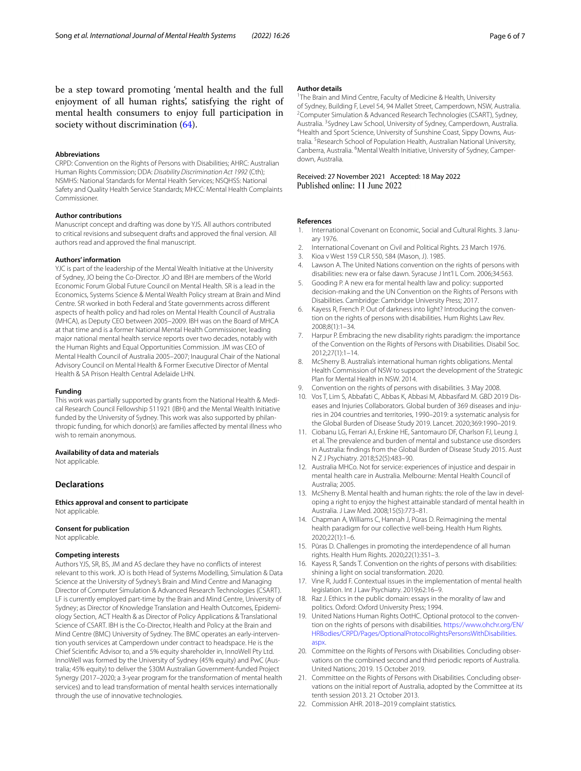be a step toward promoting 'mental health and the full enjoyment of all human rights', satisfying the right of mental health consumers to enjoy full participation in society without discrimination (64).

#### Abbreviations

CRPD: Convention on the Rights of Persons with Disabilities; AHRC: Australian Human Rights Commission; DDA: *Disability Discrimination Act 1992* (Cth); NSMHS: National Standards for Mental Health Services; NSQHSS: National Safety and Quality Health Service Standards; MHCC: Mental Health Complaints Commissioner.

#### Author contributions

Manuscript concept and drafting was done by YJS. All authors contributed to critical revisions and subsequent drafts and approved the final version. All authors read and approved the final manuscript.

#### Authors' information

YJC is part of the leadership of the Mental Wealth Initiative at the University of Sydney, JO being the Co-Director. JO and IBH are members of the World Economic Forum Global Future Council on Mental Health. SR is a lead in the Economics, Systems Science & Mental Wealth Policy stream at Brain and Mind Centre. SR worked in both Federal and State governments across different aspects of health policy and had roles on Mental Health Council of Australia (MHCA), as Deputy CEO between 2005–2009. IBH was on the Board of MHCA at that time and is a former National Mental Health Commissioner, leading major national mental health service reports over two decades, notably with the Human Rights and Equal Opportunities Commission. JM was CEO of Mental Health Council of Australia 2005–2007; Inaugural Chair of the National Advisory Council on Mental Health & Former Executive Director of Mental Health & SA Prison Health Central Adelaide LHN.

#### Funding

This work was partially supported by grants from the National Health & Medical Research Council Fellowship 511921 (IBH) and the Mental Wealth Initiative funded by the University of Sydney. This work was also supported by philanthropic funding, for which donor(s) are families affected by mental illness who wish to remain anonymous.

#### Availability of data and materials

Not applicable.

## Declarations

#### Ethics approval and consent to participate

Not applicable.

#### Consent for publication

Not applicable.

#### Competing interests

Authors YJS, SR, BS, JM and AS declare they have no conflicts of interest relevant to this work. JO is both Head of Systems Modelling, Simulation & Data Science at the University of Sydney's Brain and Mind Centre and Managing Director of Computer Simulation & Advanced Research Technologies (CSART). LF is currently employed part-time by the Brain and Mind Centre, University of Sydney; as Director of Knowledge Translation and Health Outcomes, Epidemiology Section, ACT Health & as Director of Policy Applications & Translational Science of CSART. IBH is the Co-Director, Health and Policy at the Brain and Mind Centre (BMC) University of Sydney. The BMC operates an early-intervention youth services at Camperdown under contract to headspace. He is the Chief Scientific Advisor to, and a 5% equity shareholder in, InnoWell Pty Ltd. InnoWell was formed by the University of Sydney (45% equity) and PwC (Australia; 45% equity) to deliver the $30M Australian Government-funded Project Synergy (2017–2020; a 3-year program for the transformation of mental health services) and to lead transformation of mental health services internationally through the use of innovative technologies.

#### Author details

[1]The Brain and Mind Centre, Faculty of Medicine & Health, University of Sydney, Building F, Level 54, 94 Mallet Street, Camperdown, NSW, Australia. [2]Computer Simulation & Advanced Research Technologies (CSART), Sydney, Australia. [3]Sydney Law School, University of Sydney, Camperdown, Australia. [4]Health and Sport Science, University of Sunshine Coast, Sippy Downs, Australia. [5]Research School of Population Health, Australian National University, Canberra, Australia. [6]Mental Wealth Initiative, University of Sydney, Camperdown, Australia.

Received: 27 November 2021 Accepted: 18 May 2022
Published online: 11 June 2022

#### References

1. International Covenant on Economic, Social and Cultural Rights. 3 January 1976.
2. International Covenant on Civil and Political Rights. 23 March 1976.
3. Kioa v West 159 CLR 550, 584 (Mason, J). 1985.
4. Lawson A. The United Nations convention on the rights of persons with disabilities: new era or false dawn. Syracuse J Int'l L Com. 2006;34:563.
5. Gooding P. A new era for mental health law and policy: supported decision-making and the UN Convention on the Rights of Persons with Disabilities. Cambridge: Cambridge University Press; 2017.
6. Kayess R, French P. Out of darkness into light? Introducing the convention on the rights of persons with disabilities. Hum Rights Law Rev. 2008;8(1):1–34.
7. Harpur P. Embracing the new disability rights paradigm: the importance of the Convention on the Rights of Persons with Disabilities. Disabil Soc. 2012;27(1):1–14.
8. McSherry B. Australia's international human rights obligations. Mental Health Commission of NSW to support the development of the Strategic Plan for Mental Health in NSW. 2014.
9. Convention on the rights of persons with disabilities. 3 May 2008.
10. Vos T, Lim S, Abbafati C, Abbas K, Abbasi M, Abbasifard M. GBD 2019 Diseases and Injuries Collaborators. Global burden of 369 diseases and injuries in 204 countries and territories, 1990–2019: a systematic analysis for the Global Burden of Disease Study 2019. Lancet. 2020;369:1990–2019.
11. Ciobanu LG, Ferrari AJ, Erskine HE, Santomauro DF, Charlson FJ, Leung J, et al. The prevalence and burden of mental and substance use disorders in Australia: findings from the Global Burden of Disease Study 2015. Aust N Z J Psychiatry. 2018;52(5):483–90.
12. Australia MHCo. Not for service: experiences of injustice and despair in mental health care in Australia. Melbourne: Mental Health Council of Australia; 2005.
13. McSherry B. Mental health and human rights: the role of the law in developing a right to enjoy the highest attainable standard of mental health in Australia. J Law Med. 2008;15(5):773–81.
14. Chapman A, Williams C, Hannah J, Pūras D. Reimagining the mental health paradigm for our collective well-being. Health Hum Rights. 2020;22(1):1–6.
15. Pūras D. Challenges in promoting the interdependence of all human rights. Health Hum Rights. 2020;22(1):351–3.
16. Kayess R, Sands T. Convention on the rights of persons with disabilities: shining a light on social transformation. 2020.
17. Vine R, Judd F. Contextual issues in the implementation of mental health legislation. Int J Law Psychiatry. 2019;62:16–9.
18. Raz J. Ethics in the public domain: essays in the morality of law and politics. Oxford: Oxford University Press; 1994.
19. United Nations Human Rights OotHC. Optional protocol to the convention on the rights of persons with disabilities. https://www.ohchr.org/EN/HRBodies/CRPD/Pages/OptionalProtocolRightsPersonsWithDisabilities.aspx.
20. Committee on the Rights of Persons with Disabilities. Concluding observations on the combined second and third periodic reports of Australia. United Nations; 2019. 15 October 2019.
21. Committee on the Rights of Persons with Disabilities. Concluding observations on the initial report of Australia, adopted by the Committee at its tenth session 2013. 21 October 2013.
22. Commission AHR. 2018–2019 complaint statistics.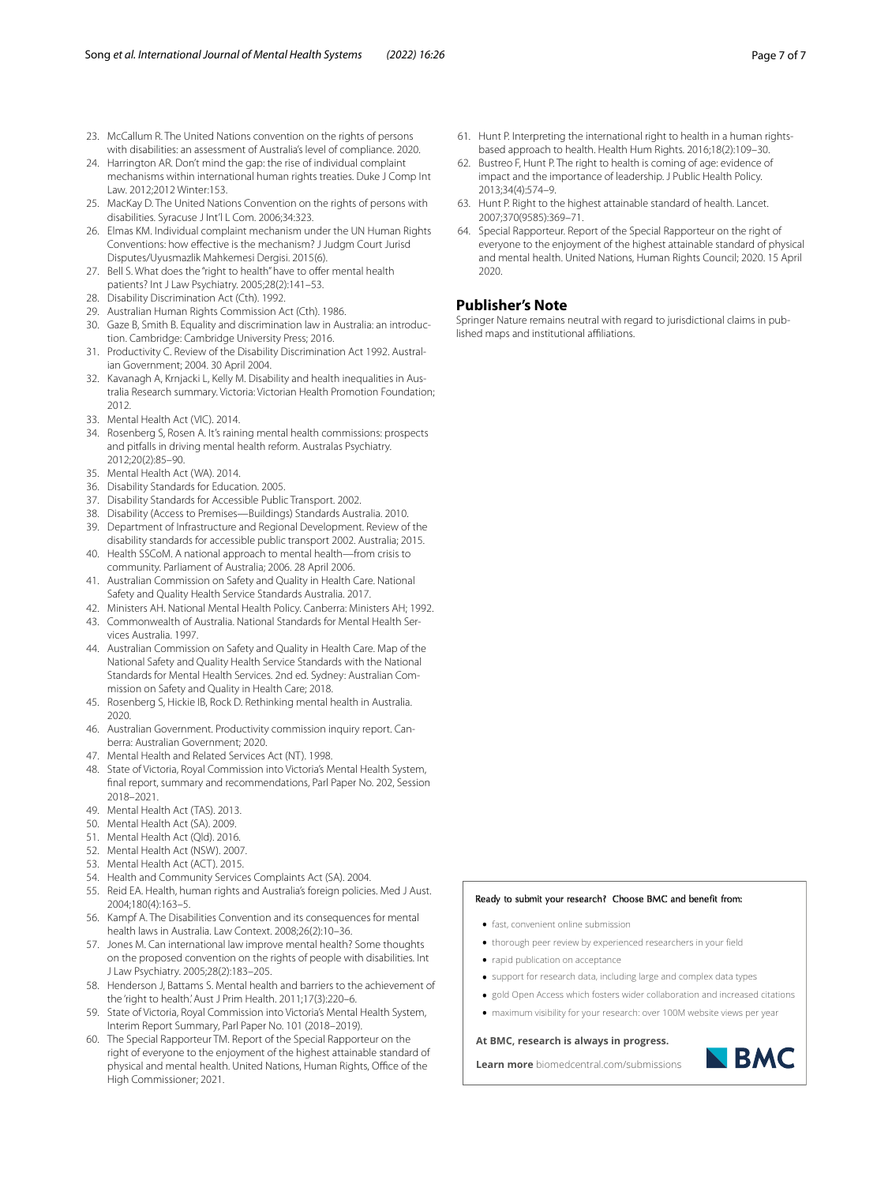23. McCallum R. The United Nations convention on the rights of persons with disabilities: an assessment of Australia's level of compliance. 2020.
24. Harrington AR. Don't mind the gap: the rise of individual complaint mechanisms within international human rights treaties. Duke J Comp Int Law. 2012;2012 Winter:153.
25. MacKay D. The United Nations Convention on the rights of persons with disabilities. Syracuse J Int'l L Com. 2006;34:323.
26. Elmas KM. Individual complaint mechanism under the UN Human Rights Conventions: how effective is the mechanism? J Judgm Court Jurisd Disputes/Uyusmazlik Mahkemesi Dergisi. 2015(6).
27. Bell S. What does the "right to health" have to offer mental health patients? Int J Law Psychiatry. 2005;28(2):141–53.
28. Disability Discrimination Act (Cth). 1992.
29. Australian Human Rights Commission Act (Cth). 1986.
30. Gaze B, Smith B. Equality and discrimination law in Australia: an introduction. Cambridge: Cambridge University Press; 2016.
31. Productivity C. Review of the Disability Discrimination Act 1992. Australian Government; 2004. 30 April 2004.
32. Kavanagh A, Krnjacki L, Kelly M. Disability and health inequalities in Australia Research summary. Victoria: Victorian Health Promotion Foundation; 2012.
33. Mental Health Act (VIC). 2014.
34. Rosenberg S, Rosen A. It's raining mental health commissions: prospects and pitfalls in driving mental health reform. Australas Psychiatry. 2012;20(2):85–90.
35. Mental Health Act (WA). 2014.
36. Disability Standards for Education. 2005.
37. Disability Standards for Accessible Public Transport. 2002.
38. Disability (Access to Premises—Buildings) Standards Australia. 2010.
39. Department of Infrastructure and Regional Development. Review of the disability standards for accessible public transport 2002. Australia; 2015.
40. Health SSCoM. A national approach to mental health—from crisis to community. Parliament of Australia; 2006. 28 April 2006.
41. Australian Commission on Safety and Quality in Health Care. National Safety and Quality Health Service Standards Australia. 2017.
42. Ministers AH. National Mental Health Policy. Canberra: Ministers AH; 1992.
43. Commonwealth of Australia. National Standards for Mental Health Services Australia. 1997.
44. Australian Commission on Safety and Quality in Health Care. Map of the National Safety and Quality Health Service Standards with the National Standards for Mental Health Services. 2nd ed. Sydney: Australian Commission on Safety and Quality in Health Care; 2018.
45. Rosenberg S, Hickie IB, Rock D. Rethinking mental health in Australia. 2020.
46. Australian Government. Productivity commission inquiry report. Canberra: Australian Government; 2020.
47. Mental Health and Related Services Act (NT). 1998.
48. State of Victoria, Royal Commission into Victoria's Mental Health System, final report, summary and recommendations, Parl Paper No. 202, Session 2018–2021.
49. Mental Health Act (TAS). 2013.
50. Mental Health Act (SA). 2009.
51. Mental Health Act (Qld). 2016.
52. Mental Health Act (NSW). 2007.
53. Mental Health Act (ACT). 2015.
54. Health and Community Services Complaints Act (SA). 2004.
55. Reid EA. Health, human rights and Australia's foreign policies. Med J Aust. 2004;180(4):163–5.
56. Kampf A. The Disabilities Convention and its consequences for mental health laws in Australia. Law Context. 2008;26(2):10–36.
57. Jones M. Can international law improve mental health? Some thoughts on the proposed convention on the rights of people with disabilities. Int J Law Psychiatry. 2005;28(2):183–205.
58. Henderson J, Battams S. Mental health and barriers to the achievement of the 'right to health.' Aust J Prim Health. 2011;17(3):220–6.
59. State of Victoria, Royal Commission into Victoria's Mental Health System, Interim Report Summary, Parl Paper No. 101 (2018–2019).
60. The Special Rapporteur TM. Report of the Special Rapporteur on the right of everyone to the enjoyment of the highest attainable standard of physical and mental health. United Nations, Human Rights, Office of the High Commissioner; 2021.
61. Hunt P. Interpreting the international right to health in a human rights-based approach to health. Health Hum Rights. 2016;18(2):109–30.
62. Bustreo F, Hunt P. The right to health is coming of age: evidence of impact and the importance of leadership. J Public Health Policy. 2013;34(4):574–9.
63. Hunt P. Right to the highest attainable standard of health. Lancet. 2007;370(9585):369–71.
64. Special Rapporteur. Report of the Special Rapporteur on the right of everyone to the enjoyment of the highest attainable standard of physical and mental health. United Nations, Human Rights Council; 2020. 15 April 2020.

## Publisher's Note

Springer Nature remains neutral with regard to jurisdictional claims in published maps and institutional affiliations.

Ready to submit your research? Choose BMC and benefit from:

- fast, convenient online submission
- thorough peer review by experienced researchers in your field
- rapid publication on acceptance
- support for research data, including large and complex data types
- gold Open Access which fosters wider collaboration and increased citations
- maximum visibility for your research: over 100M website views per year

**At BMC, research is always in progress.**

**Learn more** biomedcentral.com/submissions

BMC